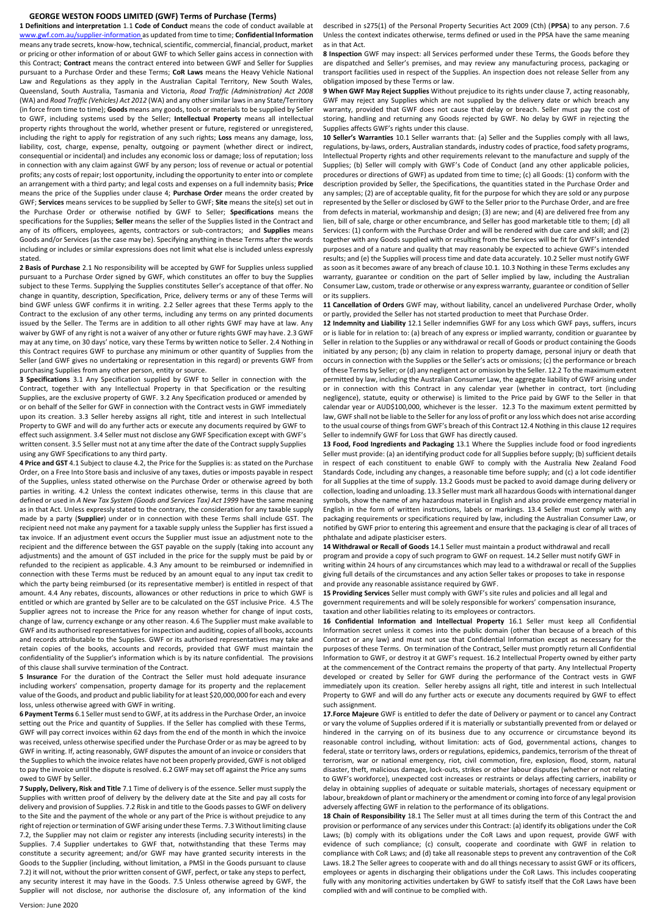# GEORGE WESTON FOODS LIMITED (GWF) Terms of Purchase (Terms)

**1 Definitions and interpretation** 1.1 **Code of Conduct** means the code of conduct available at www.gwf.com.au/supplier-information as updated from time to time; **Confidential Information** means any trade secrets, know-how, technical, scientific, commercial, financial, product, market or pricing or other information of or about GWF to which Seller gains access in connection with this Contract; **Contract** means the contract entered into between GWF and Seller for Supplies pursuant to a Purchase Order and these Terms; **CoR Laws** means the Heavy Vehicle National Law and Regulations as they apply in the Australian Capital Territory, New South Wales, Queensland, South Australia, Tasmania and Victoria, *Road Traffic (Administration) Act 2008* (WA) and *Road Traffic (Vehicles) Act 2012* (WA) and any other similar laws in any State/Territory (in force from time to time); **Goods** means any goods, tools or materials to be supplied by Seller to GWF, including systems used by the Seller; **Intellectual Property** means all intellectual property rights throughout the world, whether present or future, registered or unregistered, including the right to apply for registration of any such rights; **Loss** means any damage, loss, liability, cost, charge, expense, penalty, outgoing or payment (whether direct or indirect, consequential or incidental) and includes any economic loss or damage; loss of reputation; loss in connection with any claim against GWF by any person; loss of revenue or actual or potential profits; any costs of repair; lost opportunity, including the opportunity to enter into or complete an arrangement with a third party; and legal costs and expenses on a full indemnity basis; **Price** means the price of the Supplies under clause 4; **Purchase Order** means the order created by GWF; **Services** means services to be supplied by Seller to GWF; **Site** means the site(s) set out in the Purchase Order or otherwise notified by GWF to Seller; **Specifications** means the specifications for the Supplies; **Seller** means the seller of the Supplies listed in the Contract and any of its officers, employees, agents, contractors or sub-contractors; and **Supplies** means Goods and/or Services (as the case may be). Specifying anything in these Terms after the words including or includes or similar expressions does not limit what else is included unless expressly stated.

**2 Basis of Purchase** 2.1 No responsibility will be accepted by GWF for Supplies unless supplied pursuant to a Purchase Order signed by GWF, which constitutes an offer to buy the Supplies subject to these Terms. Supplying the Supplies constitutes Seller's acceptance of that offer. No change in quantity, description, Specification, Price, delivery terms or any of these Terms will bind GWF unless GWF confirms it in writing. 2.2 Seller agrees that these Terms apply to the Contract to the exclusion of any other terms, including any terms on any printed documents issued by the Seller. The Terms are in addition to all other rights GWF may have at law. Any waiver by GWF of any right is not a waiver of any other or future rights GWF may have. 2.3 GWF may at any time, on 30 days' notice, vary these Terms by written notice to Seller. 2.4 Nothing in this Contract requires GWF to purchase any minimum or other quantity of Supplies from the Seller (and GWF gives no undertaking or representation in this regard) or prevents GWF from purchasing Supplies from any other person, entity or source.

**3 Specifications** 3.1 Any Specification supplied by GWF to Seller in connection with the Contract, together with any Intellectual Property in that Specification or the resulting Supplies, are the exclusive property of GWF. 3.2 Any Specification produced or amended by or on behalf of the Seller for GWF in connection with the Contract vests in GWF immediately upon its creation. 3.3 Seller hereby assigns all right, title and interest in such Intellectual Property to GWF and will do any further acts or execute any documents required by GWF to effect such assignment. 3.4 Seller must not disclose any GWF Specification except with GWF's written consent. 3.5 Seller must not at any time after the date of the Contract supply Supplies using any GWF Specifications to any third party.

**4 Price and GST** 4.1 Subject to clause 4.2, the Price for the Supplies is: as stated on the Purchase Order, on a Free Into Store basis and inclusive of any taxes, duties or imposts payable in respect of the Supplies, unless stated otherwise on the Purchase Order or otherwise agreed by both parties in writing. 4.2 Unless the context indicates otherwise, terms in this clause that are defined or used in *A New Tax System (Goods and Services Tax) Act 1999* have the same meaning as in that Act. Unless expressly stated to the contrary, the consideration for any taxable supply made by a party (**Supplier**) under or in connection with these Terms shall include GST. The recipient need not make any payment for a taxable supply unless the Supplier has first issued a tax invoice. If an adjustment event occurs the Supplier must issue an adjustment note to the recipient and the difference between the GST payable on the supply (taking into account any adjustments) and the amount of GST included in the price for the supply must be paid by or refunded to the recipient as applicable. 4.3 Any amount to be reimbursed or indemnified in connection with these Terms must be reduced by an amount equal to any input tax credit to which the party being reimbursed (or its representative member) is entitled in respect of that amount. 4.4 Any rebates, discounts, allowances or other reductions in price to which GWF is entitled or which are granted by Seller are to be calculated on the GST inclusive Price. 4.5 The Supplier agrees not to increase the Price for any reason whether for change of input costs, change of law, currency exchange or any other reason. 4.6 The Supplier must make available to GWF and its authorised representatives for inspection and auditing, copies of all books, accounts and records attributable to the Supplies. GWF or its authorised representatives may take and retain copies of the books, accounts and records, provided that GWF must maintain the confidentiality of the Supplier's information which is by its nature confidential. The provisions of this clause shall survive termination of the Contract.

**5 Insurance** For the duration of the Contract the Seller must hold adequate insurance including workers' compensation, property damage for its property and the replacement value of the Goods, and product and public liability for at least $20,000,000 for each and every loss, unless otherwise agreed with GWF in writing.

**6 Payment Terms** 6.1 Seller must send to GWF, at its address in the Purchase Order, an invoice setting out the Price and quantity of Supplies. If the Seller has complied with these Terms, GWF will pay correct invoices within 62 days from the end of the month in which the invoice was received, unless otherwise specified under the Purchase Order or as may be agreed to by GWF in writing. If, acting reasonably, GWF disputes the amount of an invoice or considers that the Supplies to which the invoice relates have not been properly provided, GWF is not obliged to pay the invoice until the dispute is resolved. 6.2 GWF may set off against the Price any sums owed to GWF by Seller.

**7 Supply, Delivery, Risk and Title** 7.1 Time of delivery is of the essence. Seller must supply the Supplies with written proof of delivery by the delivery date at the Site and pay all costs for delivery and provision of Supplies. 7.2 Risk in and title to the Goods passes to GWF on delivery to the Site and the payment of the whole or any part of the Price is without prejudice to any right of rejection or termination of GWF arising under these Terms. 7.3 Without limiting clause 7.2, the Supplier may not claim or register any interests (including security interests) in the Supplies. 7.4 Supplier undertakes to GWF that, notwithstanding that these Terms may constitute a security agreement; and/or GWF may have granted security interests in the Goods to the Supplier (including, without limitation, a PMSI in the Goods pursuant to clause 7.2) it will not, without the prior written consent of GWF, perfect, or take any steps to perfect, any security interest it may have in the Goods. 7.5 Unless otherwise agreed by GWF, the Supplier will not disclose, nor authorise the disclosure of, any information of the kind described in s275(1) of the Personal Property Securities Act 2009 (Cth) (**PPSA**) to any person. 7.6 Unless the context indicates otherwise, terms defined or used in the PPSA have the same meaning as in that Act.

**8 Inspection** GWF may inspect: all Services performed under these Terms, the Goods before they are dispatched and Seller's premises, and may review any manufacturing process, packaging or transport facilities used in respect of the Supplies. An inspection does not release Seller from any obligation imposed by these Terms or law.

**9 When GWF May Reject Supplies** Without prejudice to its rights under clause 7, acting reasonably, GWF may reject any Supplies which are not supplied by the delivery date or which breach any warranty, provided that GWF does not cause that delay or breach. Seller must pay the cost of storing, handling and returning any Goods rejected by GWF. No delay by GWF in rejecting the Supplies affects GWF's rights under this clause.

**10 Seller's Warranties** 10.1 Seller warrants that: (a) Seller and the Supplies comply with all laws, regulations, by-laws, orders, Australian standards, industry codes of practice, food safety programs, Intellectual Property rights and other requirements relevant to the manufacture and supply of the Supplies; (b) Seller will comply with GWF's Code of Conduct (and any other applicable policies, procedures or directions of GWF) as updated from time to time; (c) all Goods: (1) conform with the description provided by Seller, the Specifications, the quantities stated in the Purchase Order and any samples; (2) are of acceptable quality, fit for the purpose for which they are sold or any purpose represented by the Seller or disclosed by GWF to the Seller prior to the Purchase Order, and are free from defects in material, workmanship and design; (3) are new; and (4) are delivered free from any lien, bill of sale, charge or other encumbrance, and Seller has good marketable title to them; (d) all Services: (1) conform with the Purchase Order and will be rendered with due care and skill; and (2) together with any Goods supplied with or resulting from the Services will be fit for GWF's intended purposes and of a nature and quality that may reasonably be expected to achieve GWF's intended results; and (e) the Supplies will process time and date data accurately. 10.2 Seller must notify GWF as soon as it becomes aware of any breach of clause 10.1. 10.3 Nothing in these Terms excludes any warranty, guarantee or condition on the part of Seller implied by law, including the Australian Consumer Law, custom, trade or otherwise or any express warranty, guarantee or condition of Seller or its suppliers.

**11 Cancellation of Orders** GWF may, without liability, cancel an undelivered Purchase Order, wholly or partly, provided the Seller has not started production to meet that Purchase Order.

**12 Indemnity and Liability** 12.1 Seller indemnifies GWF for any Loss which GWF pays, suffers, incurs or is liable for in relation to: (a) breach of any express or implied warranty, condition or guarantee by Seller in relation to the Supplies or any withdrawal or recall of Goods or product containing the Goods initiated by any person; (b) any claim in relation to property damage, personal injury or death that occurs in connection with the Supplies or the Seller's acts or omissions; (c) the performance or breach of these Terms by Seller; or (d) any negligent act or omission by the Seller. 12.2 To the maximum extent permitted by law, including the Australian Consumer Law, the aggregate liability of GWF arising under or in connection with this Contract in any calendar year (whether in contract, tort (including negligence), statute, equity or otherwise) is limited to the Price paid by GWF to the Seller in that calendar year or AUD$100,000, whichever is the lesser. 12.3 To the maximum extent permitted by law, GWF shall not be liable to the Seller for any loss of profit or any loss which does not arise according to the usual course of things from GWF's breach of this Contract 12.4 Nothing in this clause 12 requires Seller to indemnify GWF for Loss that GWF has directly caused.

**13 Food, Food Ingredients and Packaging** 13.1 Where the Supplies include food or food ingredients Seller must provide: (a) an identifying product code for all Supplies before supply; (b) sufficient details in respect of each constituent to enable GWF to comply with the Australia New Zealand Food Standards Code, including any changes, a reasonable time before supply; and (c) a lot code identifier for all Supplies at the time of supply. 13.2 Goods must be packed to avoid damage during delivery or collection, loading and unloading. 13.3 Seller must mark all hazardous Goods with international danger symbols, show the name of any hazardous material in English and also provide emergency material in English in the form of written instructions, labels or markings. 13.4 Seller must comply with any packaging requirements or specifications required by law, including the Australian Consumer Law, or notified by GWF prior to entering this agreement and ensure that the packaging is clear of all traces of phthalate and adipate plasticiser esters.

**14 Withdrawal or Recall of Goods** 14.1 Seller must maintain a product withdrawal and recall program and provide a copy of such program to GWF on request. 14.2 Seller must notify GWF in writing within 24 hours of any circumstances which may lead to a withdrawal or recall of the Supplies giving full details of the circumstances and any action Seller takes or proposes to take in response and provide any reasonable assistance required by GWF.

**15 Providing Services** Seller must comply with GWF's site rules and policies and all legal and government requirements and will be solely responsible for workers' compensation insurance, taxation and other liabilities relating to its employees or contractors.

**16 Confidential Information and Intellectual Property** 16.1 Seller must keep all Confidential Information secret unless it comes into the public domain (other than because of a breach of this Contract or any law) and must not use that Confidential Information except as necessary for the purposes of these Terms. On termination of the Contract, Seller must promptly return all Confidential Information to GWF, or destroy it at GWF's request. 16.2 Intellectual Property owned by either party at the commencement of the Contract remains the property of that party. Any Intellectual Property developed or created by Seller for GWF during the performance of the Contract vests in GWF immediately upon its creation. Seller hereby assigns all right, title and interest in such Intellectual Property to GWF and will do any further acts or execute any documents required by GWF to effect such assignment.

**17.Force Majeure** GWF is entitled to defer the date of Delivery or payment or to cancel any Contract or vary the volume of Supplies ordered if it is materially or substantially prevented from or delayed or hindered in the carrying on of its business due to any occurrence or circumstance beyond its reasonable control including, without limitation: acts of God, governmental actions, changes to federal, state or territory laws, orders or regulations, epidemics, pandemics, terrorism of the threat of terrorism, war or national emergency, riot, civil commotion, fire, explosion, flood, storm, natural disaster, theft, malicious damage, lock-outs, strikes or other labour disputes (whether or not relating to GWF's workforce), unexpected cost increases or restraints or delays affecting carriers, inability or delay in obtaining supplies of adequate or suitable materials, shortages of necessary equipment or labour, breakdown of plant or machinery or the amendment or coming into force of any legal provision adversely affecting GWF in relation to the performance of its obligations.

**18 Chain of Responsibility** 18.1 The Seller must at all times during the term of this Contract the and provision or performance of any services under this Contract: (a) identify its obligations under the CoR Laws; (b) comply with its obligations under the CoR Laws and upon request, provide GWF with evidence of such compliance; (c) consult, cooperate and coordinate with GWF in relation to compliance with CoR Laws; and (d) take all reasonable steps to prevent any contravention of the CoR Laws. 18.2 The Seller agrees to cooperate with and do all things necessary to assist GWF or its officers, employees or agents in discharging their obligations under the CoR Laws. This includes cooperating fully with any monitoring activities undertaken by GWF to satisfy itself that the CoR Laws have been complied with and will continue to be complied with.

Version: June 2020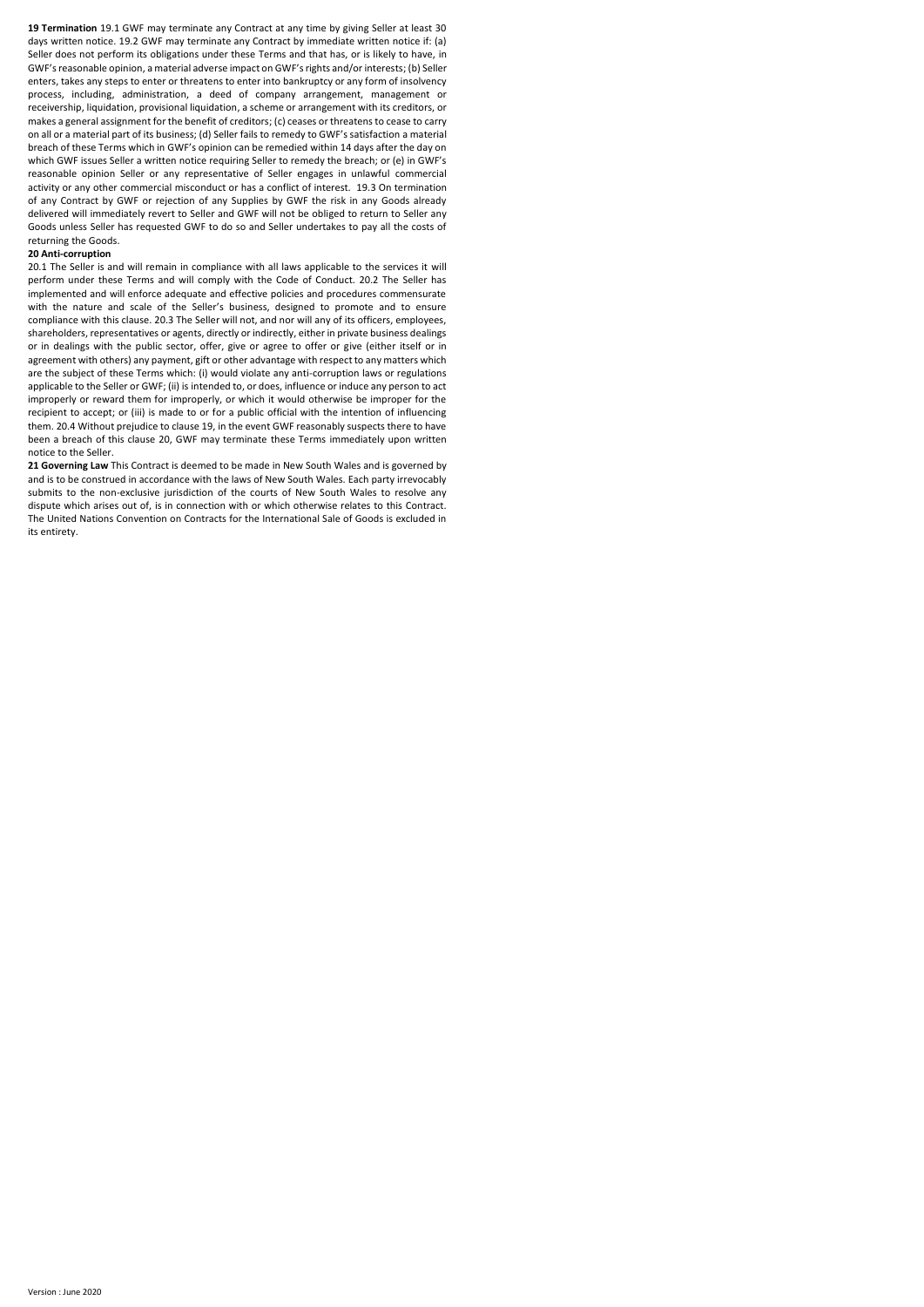**19 Termination** 19.1 GWF may terminate any Contract at any time by giving Seller at least 30 days written notice. 19.2 GWF may terminate any Contract by immediate written notice if: (a) Seller does not perform its obligations under these Terms and that has, or is likely to have, in GWF's reasonable opinion, a material adverse impact on GWF's rights and/or interests; (b) Seller enters, takes any steps to enter or threatens to enter into bankruptcy or any form of insolvency process, including, administration, a deed of company arrangement, management or receivership, liquidation, provisional liquidation, a scheme or arrangement with its creditors, or makes a general assignment for the benefit of creditors; (c) ceases or threatens to cease to carry on all or a material part of its business; (d) Seller fails to remedy to GWF's satisfaction a material breach of these Terms which in GWF's opinion can be remedied within 14 days after the day on which GWF issues Seller a written notice requiring Seller to remedy the breach; or (e) in GWF's reasonable opinion Seller or any representative of Seller engages in unlawful commercial activity or any other commercial misconduct or has a conflict of interest. 19.3 On termination of any Contract by GWF or rejection of any Supplies by GWF the risk in any Goods already delivered will immediately revert to Seller and GWF will not be obliged to return to Seller any Goods unless Seller has requested GWF to do so and Seller undertakes to pay all the costs of returning the Goods.

**20 Anti-corruption**

20.1 The Seller is and will remain in compliance with all laws applicable to the services it will perform under these Terms and will comply with the Code of Conduct. 20.2 The Seller has implemented and will enforce adequate and effective policies and procedures commensurate with the nature and scale of the Seller's business, designed to promote and to ensure compliance with this clause. 20.3 The Seller will not, and nor will any of its officers, employees, shareholders, representatives or agents, directly or indirectly, either in private business dealings or in dealings with the public sector, offer, give or agree to offer or give (either itself or in agreement with others) any payment, gift or other advantage with respect to any matters which are the subject of these Terms which: (i) would violate any anti-corruption laws or regulations applicable to the Seller or GWF; (ii) is intended to, or does, influence or induce any person to act improperly or reward them for improperly, or which it would otherwise be improper for the recipient to accept; or (iii) is made to or for a public official with the intention of influencing them. 20.4 Without prejudice to clause 19, in the event GWF reasonably suspects there to have been a breach of this clause 20, GWF may terminate these Terms immediately upon written notice to the Seller.

**21 Governing Law** This Contract is deemed to be made in New South Wales and is governed by and is to be construed in accordance with the laws of New South Wales. Each party irrevocably submits to the non-exclusive jurisdiction of the courts of New South Wales to resolve any dispute which arises out of, is in connection with or which otherwise relates to this Contract. The United Nations Convention on Contracts for the International Sale of Goods is excluded in its entirety.

Version : June 2020